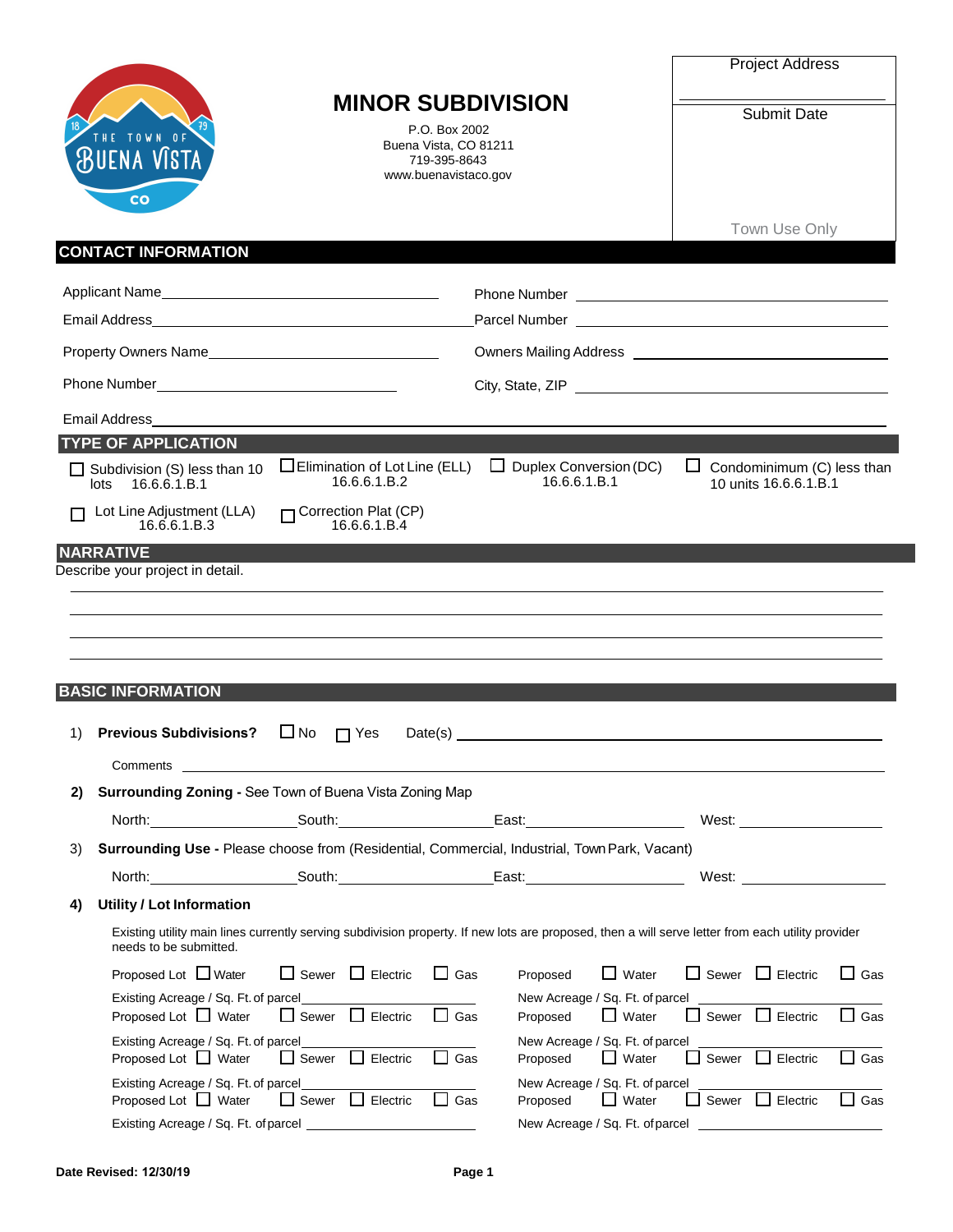# MINOR SUBDIVISION

P.O. Box 2002
Buena Vista, CO 81211
719-395-8643
www.buenavistaco.gov

| Project Address |
|---|
| |
| Submit Date |
| |
| Town Use Only |

## CONTACT INFORMATION

Applicant Name\_\_\_\_\_\_\_\_\_\_\_\_\_\_\_\_\_\_\_\_\_\_\_\_\_\_\_\_\_\_ Phone Number \_\_\_\_\_\_\_\_\_\_\_\_\_\_\_\_\_\_\_\_\_\_\_\_\_\_\_\_\_\_

Email Address\_\_\_\_\_\_\_\_\_\_\_\_\_\_\_\_\_\_\_\_\_\_\_\_\_\_\_\_\_\_ Parcel Number \_\_\_\_\_\_\_\_\_\_\_\_\_\_\_\_\_\_\_\_\_\_\_\_\_\_\_\_\_\_

Property Owners Name\_\_\_\_\_\_\_\_\_\_\_\_\_\_\_\_\_\_\_\_\_\_\_\_\_\_\_\_\_\_ Owners Mailing Address \_\_\_\_\_\_\_\_\_\_\_\_\_\_\_\_\_\_\_\_\_\_\_\_\_\_\_\_\_\_

Phone Number\_\_\_\_\_\_\_\_\_\_\_\_\_\_\_\_\_\_\_\_\_\_\_\_\_\_\_\_\_\_ City, State, ZIP \_\_\_\_\_\_\_\_\_\_\_\_\_\_\_\_\_\_\_\_\_\_\_\_\_\_\_\_\_\_

Email Address\_\_\_\_\_\_\_\_\_\_\_\_\_\_\_\_\_\_\_\_\_\_\_\_\_\_\_\_\_\_\_\_\_\_\_\_\_\_\_\_\_\_\_\_\_\_\_\_\_\_\_\_\_\_\_\_\_\_

## TYPE OF APPLICATION

- ☐ Subdivision (S) less than 10 lots 16.6.6.1.B.1
- ☐ Elimination of Lot Line (ELL) 16.6.6.1.B.2
- ☐ Duplex Conversion (DC) 16.6.6.1.B.1
- ☐ Condominimum (C) less than 10 units 16.6.6.1.B.1
- ☐ Lot Line Adjustment (LLA) 16.6.6.1.B.3
- ☐ Correction Plat (CP) 16.6.6.1.B.4

## NARRATIVE

Describe your project in detail.

\_\_\_\_\_\_\_\_\_\_\_\_\_\_\_\_\_\_\_\_\_\_\_\_\_\_\_\_\_\_\_\_\_\_\_\_\_\_\_\_\_\_\_\_\_\_\_\_\_\_\_\_\_\_\_\_\_\_\_\_\_\_\_\_\_\_\_\_\_\_\_\_\_\_\_\_\_\_

\_\_\_\_\_\_\_\_\_\_\_\_\_\_\_\_\_\_\_\_\_\_\_\_\_\_\_\_\_\_\_\_\_\_\_\_\_\_\_\_\_\_\_\_\_\_\_\_\_\_\_\_\_\_\_\_\_\_\_\_\_\_\_\_\_\_\_\_\_\_\_\_\_\_\_\_\_\_

\_\_\_\_\_\_\_\_\_\_\_\_\_\_\_\_\_\_\_\_\_\_\_\_\_\_\_\_\_\_\_\_\_\_\_\_\_\_\_\_\_\_\_\_\_\_\_\_\_\_\_\_\_\_\_\_\_\_\_\_\_\_\_\_\_\_\_\_\_\_\_\_\_\_\_\_\_\_

\_\_\_\_\_\_\_\_\_\_\_\_\_\_\_\_\_\_\_\_\_\_\_\_\_\_\_\_\_\_\_\_\_\_\_\_\_\_\_\_\_\_\_\_\_\_\_\_\_\_\_\_\_\_\_\_\_\_\_\_\_\_\_\_\_\_\_\_\_\_\_\_\_\_\_\_\_\_

## BASIC INFORMATION

1) **Previous Subdivisions?** ☐ No ☐ Yes Date(s) \_\_\_\_\_\_\_\_\_\_\_\_\_\_\_\_\_\_\_\_\_\_\_\_\_\_\_\_\_\_

   Comments \_\_\_\_\_\_\_\_\_\_\_\_\_\_\_\_\_\_\_\_\_\_\_\_\_\_\_\_\_\_\_\_\_\_\_\_\_\_\_\_\_\_\_\_\_\_\_\_\_\_\_\_\_\_\_\_\_\_

2) **Surrounding Zoning -** See Town of Buena Vista Zoning Map

   North:\_\_\_\_\_\_\_\_\_\_\_\_\_\_\_\_South:\_\_\_\_\_\_\_\_\_\_\_\_\_\_\_\_East:\_\_\_\_\_\_\_\_\_\_\_\_\_\_\_\_ West: \_\_\_\_\_\_\_\_\_\_\_\_\_\_\_\_

3) **Surrounding Use -** Please choose from (Residential, Commercial, Industrial, Town Park, Vacant)

   North:\_\_\_\_\_\_\_\_\_\_\_\_\_\_\_\_South:\_\_\_\_\_\_\_\_\_\_\_\_\_\_\_\_East:\_\_\_\_\_\_\_\_\_\_\_\_\_\_\_\_ West: \_\_\_\_\_\_\_\_\_\_\_\_\_\_\_\_

4) **Utility / Lot Information**

   Existing utility main lines currently serving subdivision property. If new lots are proposed, then a will serve letter from each utility provider needs to be submitted.

   Proposed Lot ☐ Water ☐ Sewer ☐ Electric ☐ Gas — Proposed ☐ Water ☐ Sewer ☐ Electric ☐ Gas

   Existing Acreage / Sq. Ft. of parcel\_\_\_\_\_\_\_\_\_\_\_\_\_\_\_\_ New Acreage / Sq. Ft. of parcel \_\_\_\_\_\_\_\_\_\_\_\_\_\_\_\_

   Proposed Lot ☐ Water ☐ Sewer ☐ Electric ☐ Gas — Proposed ☐ Water ☐ Sewer ☐ Electric ☐ Gas

   Existing Acreage / Sq. Ft. of parcel\_\_\_\_\_\_\_\_\_\_\_\_\_\_\_\_ New Acreage / Sq. Ft. of parcel \_\_\_\_\_\_\_\_\_\_\_\_\_\_\_\_

   Proposed Lot ☐ Water ☐ Sewer ☐ Electric ☐ Gas — Proposed ☐ Water ☐ Sewer ☐ Electric ☐ Gas

   Existing Acreage / Sq. Ft. of parcel\_\_\_\_\_\_\_\_\_\_\_\_\_\_\_\_ New Acreage / Sq. Ft. of parcel \_\_\_\_\_\_\_\_\_\_\_\_\_\_\_\_

   Proposed Lot ☐ Water ☐ Sewer ☐ Electric ☐ Gas — Proposed ☐ Water ☐ Sewer ☐ Electric ☐ Gas

   Existing Acreage / Sq. Ft. of parcel \_\_\_\_\_\_\_\_\_\_\_\_\_\_\_\_ New Acreage / Sq. Ft. of parcel \_\_\_\_\_\_\_\_\_\_\_\_\_\_\_\_

**Date Revised: 12/30/19**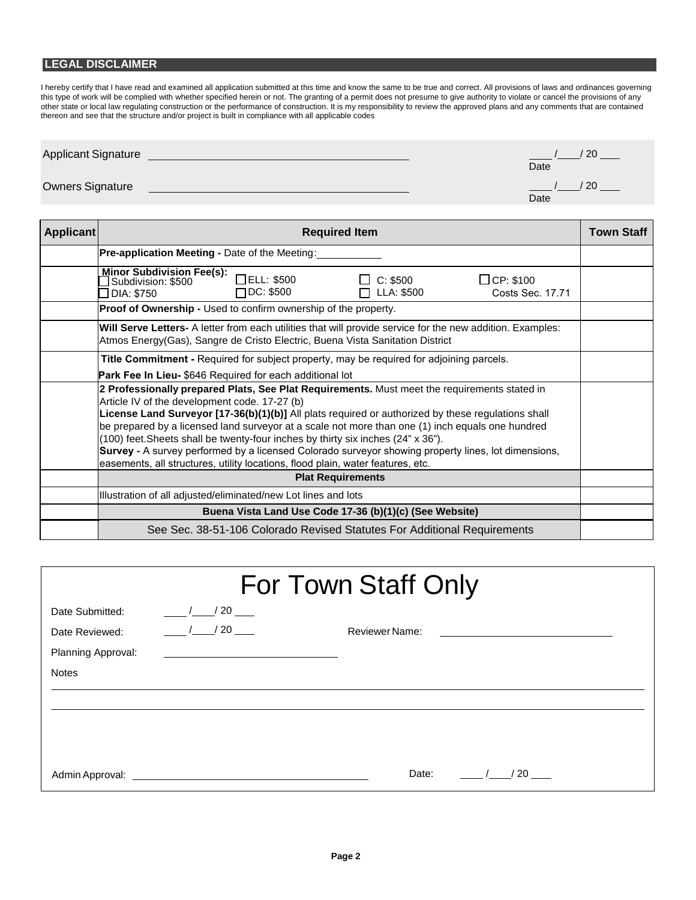## LEGAL DISCLAIMER

I hereby certify that I have read and examined all application submitted at this time and know the same to be true and correct. All provisions of laws and ordinances governing this type of work will be complied with whether specified herein or not. The granting of a permit does not presume to give authority to violate or cancel the provisions of any other state or local law regulating construction or the performance of construction. It is my responsibility to review the approved plans and any comments that are contained thereon and see that the structure and/or project is built in compliance with all applicable codes

Applicant Signature ______________________________ ____ /____/ 20 ____ Date

Owners Signature ______________________________ ____ /____/ 20 ____ Date

| Applicant | Required Item | Town Staff |
|---|---|---|
| | **Pre-application Meeting -** Date of the Meeting: __________ | |
| | **Minor Subdivision Fee(s):** ☐ Subdivision: $500 ☐ DIA: $750 ☐ ELL: $500 ☐ DC: $500 ☐ C: $500 ☐ LLA: $500 ☐ CP: $100 Costs Sec. 17.71 | |
| | **Proof of Ownership -** Used to confirm ownership of the property. | |
| | **Will Serve Letters-** A letter from each utilities that will provide service for the new addition. Examples: Atmos Energy(Gas), Sangre de Cristo Electric, Buena Vista Sanitation District | |
| | **Title Commitment -** Required for subject property, may be required for adjoining parcels. **Park Fee In Lieu-** $646 Required for each additional lot | |
| | **2 Professionally prepared Plats, See Plat Requirements.** Must meet the requirements stated in Article IV of the development code. 17-27 (b) **License Land Surveyor [17-36(b)(1)(b)]** All plats required or authorized by these regulations shall be prepared by a licensed land surveyor at a scale not more than one (1) inch equals one hundred (100) feet.Sheets shall be twenty-four inches by thirty six inches (24" x 36"). **Survey -** A survey performed by a licensed Colorado surveyor showing property lines, lot dimensions, easements, all structures, utility locations, flood plain, water features, etc. | |
| | **Plat Requirements** | |
| | Illustration of all adjusted/eliminated/new Lot lines and lots | |
| | **Buena Vista Land Use Code 17-36 (b)(1)(c) (See Website)** | |
| | See Sec. 38-51-106 Colorado Revised Statutes For Additional Requirements | |

# For Town Staff Only

Date Submitted: ____ /____/ 20 ____

Date Reviewed: ____ /____/ 20 ____ Reviewer Name: ______________________________

Planning Approval: ______________________________

Notes

______________________________

______________________________

Admin Approval: ______________________________ Date: ____ /____/ 20 ____